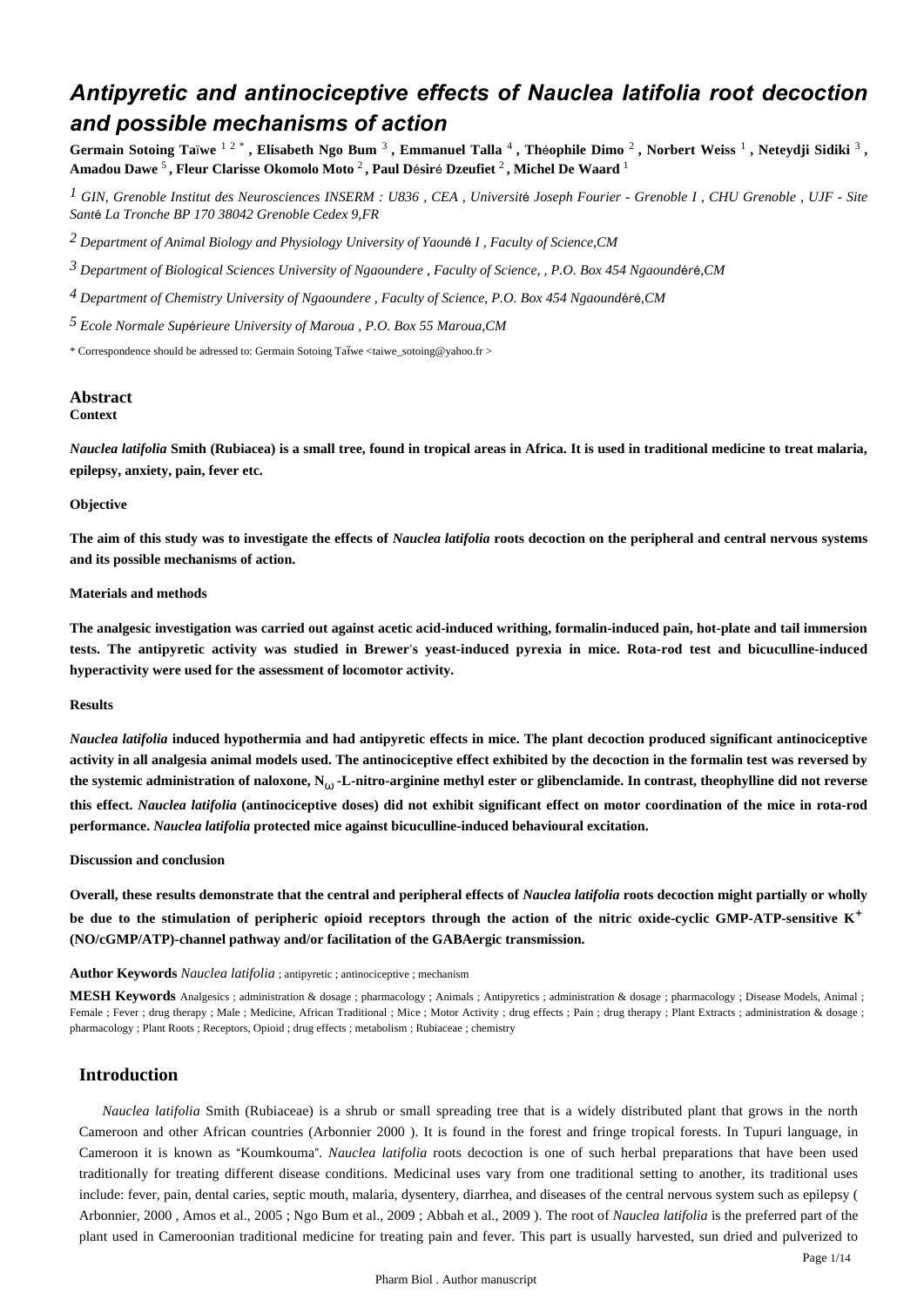# Antipyretic and antinociceptive effects of Nauclea latifolia root decoction and possible mechanisms of action

**Germain Sotoing Taïwe** [1,2,*], **Elisabeth Ngo Bum** [3], **Emmanuel Talla** [4], **Théophile Dimo** [2], **Norbert Weiss** [1], **Neteydji Sidiki** [3], **Amadou Dawe** [5], **Fleur Clarisse Okomolo Moto** [2], **Paul Désiré Dzeufiet** [2], **Michel De Waard** [1]

[1] *GIN, Grenoble Institut des Neurosciences INSERM : U836, CEA, Université Joseph Fourier - Grenoble I, CHU Grenoble, UJF - Site Santé La Tronche BP 170 38042 Grenoble Cedex 9,FR*

[2] *Department of Animal Biology and Physiology University of Yaoundé I, Faculty of Science,CM*

[3] *Department of Biological Sciences University of Ngaoundere, Faculty of Science, , P.O. Box 454 Ngaoundéré,CM*

[4] *Department of Chemistry University of Ngaoundere, Faculty of Science, P.O. Box 454 Ngaoundéré,CM*

[5] *Ecole Normale Supérieure University of Maroua, P.O. Box 55 Maroua,CM*

\* Correspondence should be adressed to: Germain Sotoing Taïwe <taiwe_sotoing@yahoo.fr>

## Abstract

### Context

***Nauclea latifolia*** **Smith (Rubiacea) is a small tree, found in tropical areas in Africa. It is used in traditional medicine to treat malaria, epilepsy, anxiety, pain, fever etc.**

### Objective

**The aim of this study was to investigate the effects of *Nauclea latifolia* roots decoction on the peripheral and central nervous systems and its possible mechanisms of action.**

### Materials and methods

**The analgesic investigation was carried out against acetic acid-induced writhing, formalin-induced pain, hot-plate and tail immersion tests. The antipyretic activity was studied in Brewer's yeast-induced pyrexia in mice. Rota-rod test and bicuculline-induced hyperactivity were used for the assessment of locomotor activity.**

### Results

***Nauclea latifolia*** **induced hypothermia and had antipyretic effects in mice. The plant decoction produced significant antinociceptive activity in all analgesia animal models used. The antinociceptive effect exhibited by the decoction in the formalin test was reversed by the systemic administration of naloxone, $N_{\omega}$-L-nitro-arginine methyl ester or glibenclamide. In contrast, theophylline did not reverse this effect. *Nauclea latifolia* (antinociceptive doses) did not exhibit significant effect on motor coordination of the mice in rota-rod performance. *Nauclea latifolia* protected mice against bicuculline-induced behavioural excitation.**

### Discussion and conclusion

**Overall, these results demonstrate that the central and peripheral effects of *Nauclea latifolia* roots decoction might partially or wholly be due to the stimulation of peripheric opioid receptors through the action of the nitric oxide-cyclic GMP-ATP-sensitive $K^+$ (NO/cGMP/ATP)-channel pathway and/or facilitation of the GABAergic transmission.**

**Author Keywords** *Nauclea latifolia* ; antipyretic ; antinociceptive ; mechanism

**MESH Keywords** Analgesics ; administration & dosage ; pharmacology ; Animals ; Antipyretics ; administration & dosage ; pharmacology ; Disease Models, Animal ; Female ; Fever ; drug therapy ; Male ; Medicine, African Traditional ; Mice ; Motor Activity ; drug effects ; Pain ; drug therapy ; Plant Extracts ; administration & dosage ; pharmacology ; Plant Roots ; Receptors, Opioid ; drug effects ; metabolism ; Rubiaceae ; chemistry

## Introduction

*Nauclea latifolia* Smith (Rubiaceae) is a shrub or small spreading tree that is a widely distributed plant that grows in the north Cameroon and other African countries (Arbonnier 2000 ). It is found in the forest and fringe tropical forests. In Tupuri language, in Cameroon it is known as "Koumkouma". *Nauclea latifolia* roots decoction is one of such herbal preparations that have been used traditionally for treating different disease conditions. Medicinal uses vary from one traditional setting to another, its traditional uses include: fever, pain, dental caries, septic mouth, malaria, dysentery, diarrhea, and diseases of the central nervous system such as epilepsy ( Arbonnier, 2000 , Amos et al., 2005 ; Ngo Bum et al., 2009 ; Abbah et al., 2009 ). The root of *Nauclea latifolia* is the preferred part of the plant used in Cameroonian traditional medicine for treating pain and fever. This part is usually harvested, sun dried and pulverized to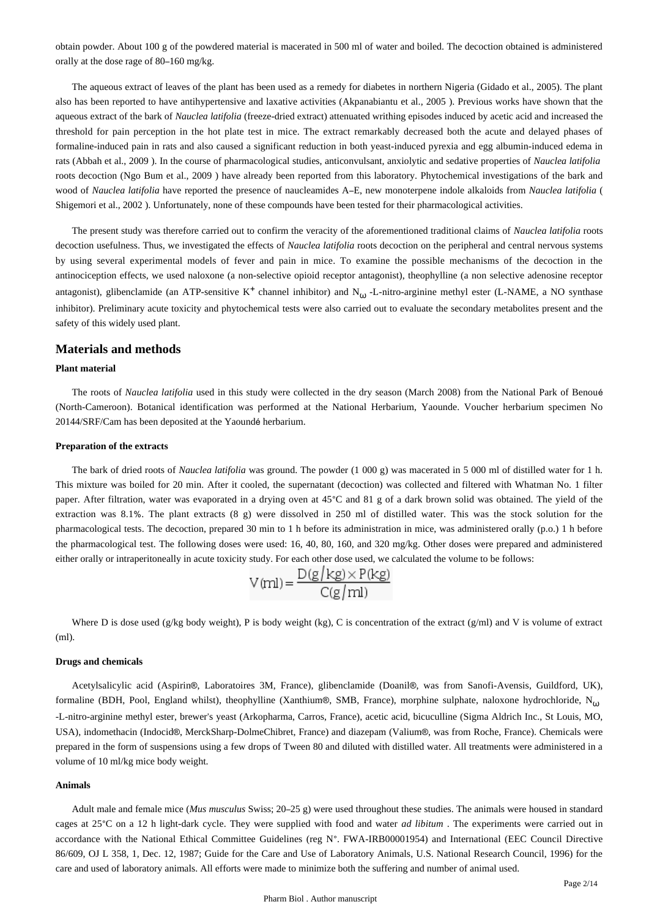obtain powder. About 100 g of the powdered material is macerated in 500 ml of water and boiled. The decoction obtained is administered orally at the dose rage of 80–160 mg/kg.

The aqueous extract of leaves of the plant has been used as a remedy for diabetes in northern Nigeria (Gidado et al., 2005). The plant also has been reported to have antihypertensive and laxative activities (Akpanabiantu et al., 2005 ). Previous works have shown that the aqueous extract of the bark of *Nauclea latifolia* (freeze-dried extract) attenuated writhing episodes induced by acetic acid and increased the threshold for pain perception in the hot plate test in mice. The extract remarkably decreased both the acute and delayed phases of formaline-induced pain in rats and also caused a significant reduction in both yeast-induced pyrexia and egg albumin-induced edema in rats (Abbah et al., 2009 ). In the course of pharmacological studies, anticonvulsant, anxiolytic and sedative properties of *Nauclea latifolia* roots decoction (Ngo Bum et al., 2009 ) have already been reported from this laboratory. Phytochemical investigations of the bark and wood of *Nauclea latifolia* have reported the presence of naucleamides A–E, new monoterpene indole alkaloids from *Nauclea latifolia* ( Shigemori et al., 2002 ). Unfortunately, none of these compounds have been tested for their pharmacological activities.

The present study was therefore carried out to confirm the veracity of the aforementioned traditional claims of *Nauclea latifolia* roots decoction usefulness. Thus, we investigated the effects of *Nauclea latifolia* roots decoction on the peripheral and central nervous systems by using several experimental models of fever and pain in mice. To examine the possible mechanisms of the decoction in the antinociception effects, we used naloxone (a non-selective opioid receptor antagonist), theophylline (a non selective adenosine receptor antagonist), glibenclamide (an ATP-sensitive $K^{+}$ channel inhibitor) and $N_{\omega}$ -L-nitro-arginine methyl ester (L-NAME, a NO synthase inhibitor). Preliminary acute toxicity and phytochemical tests were also carried out to evaluate the secondary metabolites present and the safety of this widely used plant.

## Materials and methods

### Plant material

The roots of *Nauclea latifolia* used in this study were collected in the dry season (March 2008) from the National Park of Benoué (North-Cameroon). Botanical identification was performed at the National Herbarium, Yaounde. Voucher herbarium specimen No 20144/SRF/Cam has been deposited at the Yaoundé herbarium.

### Preparation of the extracts

The bark of dried roots of *Nauclea latifolia* was ground. The powder (1 000 g) was macerated in 5 000 ml of distilled water for 1 h. This mixture was boiled for 20 min. After it cooled, the supernatant (decoction) was collected and filtered with Whatman No. 1 filter paper. After filtration, water was evaporated in a drying oven at 45°C and 81 g of a dark brown solid was obtained. The yield of the extraction was 8.1%. The plant extracts (8 g) were dissolved in 250 ml of distilled water. This was the stock solution for the pharmacological tests. The decoction, prepared 30 min to 1 h before its administration in mice, was administered orally (p.o.) 1 h before the pharmacological test. The following doses were used: 16, 40, 80, 160, and 320 mg/kg. Other doses were prepared and administered either orally or intraperitoneally in acute toxicity study. For each other dose used, we calculated the volume to be follows:

$$V(\text{ml}) = \frac{D(\text{g/kg}) \times P(\text{kg})}{C(\text{g/ml})}$$

Where D is dose used (g/kg body weight), P is body weight (kg), C is concentration of the extract (g/ml) and V is volume of extract (ml).

### Drugs and chemicals

Acetylsalicylic acid (Aspirin®, Laboratoires 3M, France), glibenclamide (Doanil®, was from Sanofi-Avensis, Guildford, UK), formaline (BDH, Pool, England whilst), theophylline (Xanthium®, SMB, France), morphine sulphate, naloxone hydrochloride, $N_{\omega}$ -L-nitro-arginine methyl ester, brewer's yeast (Arkopharma, Carros, France), acetic acid, bicuculline (Sigma Aldrich Inc., St Louis, MO, USA), indomethacin (Indocid®, MerckSharp-DolmeChibret, France) and diazepam (Valium®, was from Roche, France). Chemicals were prepared in the form of suspensions using a few drops of Tween 80 and diluted with distilled water. All treatments were administered in a volume of 10 ml/kg mice body weight.

### Animals

Adult male and female mice (*Mus musculus* Swiss; 20–25 g) were used throughout these studies. The animals were housed in standard cages at 25°C on a 12 h light-dark cycle. They were supplied with food and water *ad libitum* . The experiments were carried out in accordance with the National Ethical Committee Guidelines (reg N°. FWA-IRB00001954) and International (EEC Council Directive 86/609, OJ L 358, 1, Dec. 12, 1987; Guide for the Care and Use of Laboratory Animals, U.S. National Research Council, 1996) for the care and used of laboratory animals. All efforts were made to minimize both the suffering and number of animal used.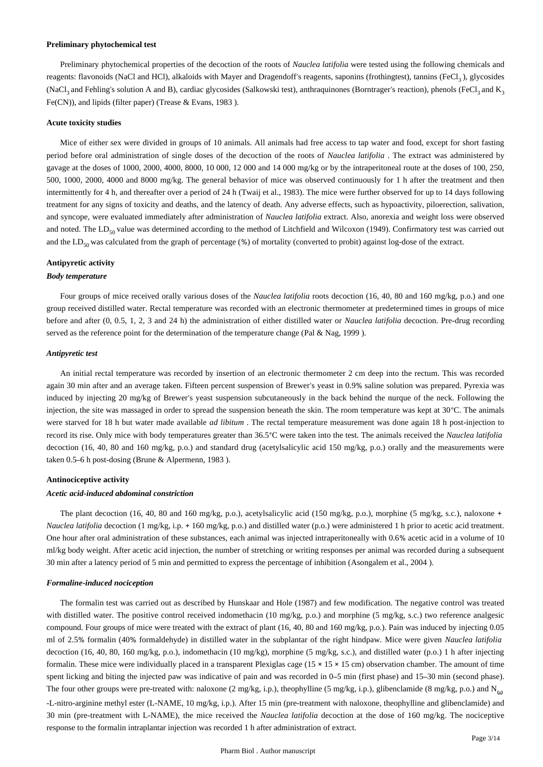#### Preliminary phytochemical test

Preliminary phytochemical properties of the decoction of the roots of *Nauclea latifolia* were tested using the following chemicals and reagents: flavonoids (NaCl and HCl), alkaloids with Mayer and Dragendoff's reagents, saponins (frothingtest), tannins ($FeCl_3$ ), glycosides ($NaCl_3$ and Fehling's solution A and B), cardiac glycosides (Salkowski test), anthraquinones (Borntrager's reaction), phenols ($FeCl_3$ and $K_3$ Fe(CN)), and lipids (filter paper) (Trease & Evans, 1983 ).

#### Acute toxicity studies

Mice of either sex were divided in groups of 10 animals. All animals had free access to tap water and food, except for short fasting period before oral administration of single doses of the decoction of the roots of *Nauclea latifolia* . The extract was administered by gavage at the doses of 1000, 2000, 4000, 8000, 10 000, 12 000 and 14 000 mg/kg or by the intraperitoneal route at the doses of 100, 250, 500, 1000, 2000, 4000 and 8000 mg/kg. The general behavior of mice was observed continuously for 1 h after the treatment and then intermittently for 4 h, and thereafter over a period of 24 h (Twaij et al., 1983). The mice were further observed for up to 14 days following treatment for any signs of toxicity and deaths, and the latency of death. Any adverse effects, such as hypoactivity, piloerection, salivation, and syncope, were evaluated immediately after administration of *Nauclea latifolia* extract. Also, anorexia and weight loss were observed and noted. The $LD_{50}$ value was determined according to the method of Litchfield and Wilcoxon (1949). Confirmatory test was carried out and the $LD_{50}$ was calculated from the graph of percentage (%) of mortality (converted to probit) against log-dose of the extract.

#### Antipyretic activity

##### *Body temperature*

Four groups of mice received orally various doses of the *Nauclea latifolia* roots decoction (16, 40, 80 and 160 mg/kg, p.o.) and one group received distilled water. Rectal temperature was recorded with an electronic thermometer at predetermined times in groups of mice before and after (0, 0.5, 1, 2, 3 and 24 h) the administration of either distilled water or *Nauclea latifolia* decoction. Pre-drug recording served as the reference point for the determination of the temperature change (Pal & Nag, 1999 ).

##### *Antipyretic test*

An initial rectal temperature was recorded by insertion of an electronic thermometer 2 cm deep into the rectum. This was recorded again 30 min after and an average taken. Fifteen percent suspension of Brewer's yeast in 0.9% saline solution was prepared. Pyrexia was induced by injecting 20 mg/kg of Brewer's yeast suspension subcutaneously in the back behind the nurque of the neck. Following the injection, the site was massaged in order to spread the suspension beneath the skin. The room temperature was kept at 30°C. The animals were starved for 18 h but water made available *ad libitum* . The rectal temperature measurement was done again 18 h post-injection to record its rise. Only mice with body temperatures greater than 36.5°C were taken into the test. The animals received the *Nauclea latifolia* decoction (16, 40, 80 and 160 mg/kg, p.o.) and standard drug (acetylsalicylic acid 150 mg/kg, p.o.) orally and the measurements were taken 0.5–6 h post-dosing (Brune & Alpermenn, 1983 ).

#### Antinociceptive activity

##### *Acetic acid-induced abdominal constriction*

The plant decoction (16, 40, 80 and 160 mg/kg, p.o.), acetylsalicylic acid (150 mg/kg, p.o.), morphine (5 mg/kg, s.c.), naloxone + *Nauclea latifolia* decoction (1 mg/kg, i.p. + 160 mg/kg, p.o.) and distilled water (p.o.) were administered 1 h prior to acetic acid treatment. One hour after oral administration of these substances, each animal was injected intraperitoneally with 0.6% acetic acid in a volume of 10 ml/kg body weight. After acetic acid injection, the number of stretching or writing responses per animal was recorded during a subsequent 30 min after a latency period of 5 min and permitted to express the percentage of inhibition (Asongalem et al., 2004 ).

##### *Formaline-induced nociception*

The formalin test was carried out as described by Hunskaar and Hole (1987) and few modification. The negative control was treated with distilled water. The positive control received indomethacin (10 mg/kg, p.o.) and morphine (5 mg/kg, s.c.) two reference analgesic compound. Four groups of mice were treated with the extract of plant (16, 40, 80 and 160 mg/kg, p.o.). Pain was induced by injecting 0.05 ml of 2.5% formalin (40% formaldehyde) in distilled water in the subplantar of the right hindpaw. Mice were given *Nauclea latifolia* decoction (16, 40, 80, 160 mg/kg, p.o.), indomethacin (10 mg/kg), morphine (5 mg/kg, s.c.), and distilled water (p.o.) 1 h after injecting formalin. These mice were individually placed in a transparent Plexiglas cage (15 × 15 × 15 cm) observation chamber. The amount of time spent licking and biting the injected paw was indicative of pain and was recorded in 0–5 min (first phase) and 15–30 min (second phase). The four other groups were pre-treated with: naloxone (2 mg/kg, i.p.), theophylline (5 mg/kg, i.p.), glibenclamide (8 mg/kg, p.o.) and $N_{\omega}$ -L-nitro-arginine methyl ester (L-NAME, 10 mg/kg, i.p.). After 15 min (pre-treatment with naloxone, theophylline and glibenclamide) and 30 min (pre-treatment with L-NAME), the mice received the *Nauclea latifolia* decoction at the dose of 160 mg/kg. The nociceptive response to the formalin intraplantar injection was recorded 1 h after administration of extract.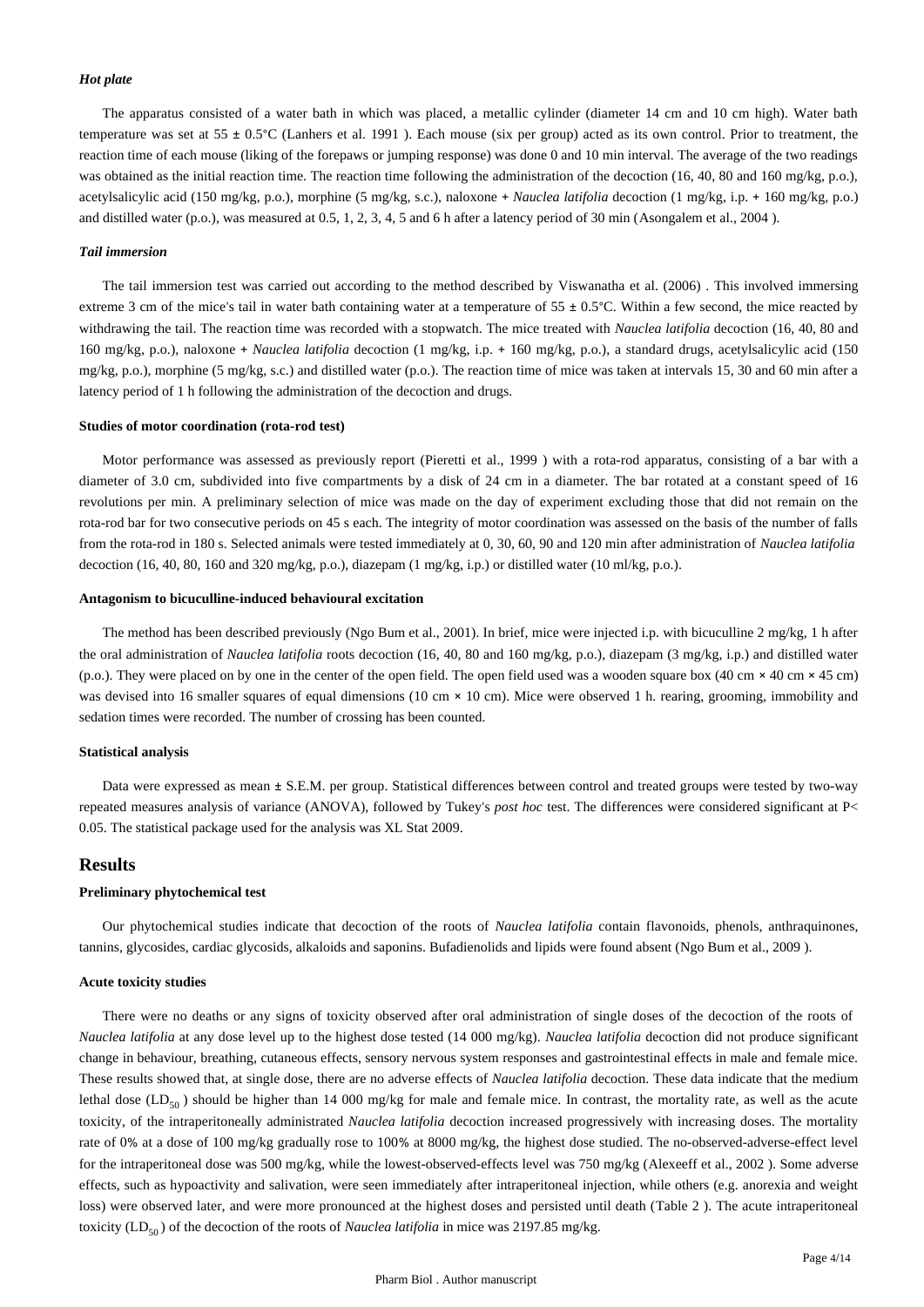#### *Hot plate*

The apparatus consisted of a water bath in which was placed, a metallic cylinder (diameter 14 cm and 10 cm high). Water bath temperature was set at 55 ± 0.5°C (Lanhers et al. 1991 ). Each mouse (six per group) acted as its own control. Prior to treatment, the reaction time of each mouse (liking of the forepaws or jumping response) was done 0 and 10 min interval. The average of the two readings was obtained as the initial reaction time. The reaction time following the administration of the decoction (16, 40, 80 and 160 mg/kg, p.o.), acetylsalicylic acid (150 mg/kg, p.o.), morphine (5 mg/kg, s.c.), naloxone + *Nauclea latifolia* decoction (1 mg/kg, i.p. + 160 mg/kg, p.o.) and distilled water (p.o.), was measured at 0.5, 1, 2, 3, 4, 5 and 6 h after a latency period of 30 min (Asongalem et al., 2004 ).

#### *Tail immersion*

The tail immersion test was carried out according to the method described by Viswanatha et al. (2006) . This involved immersing extreme 3 cm of the mice's tail in water bath containing water at a temperature of 55 ± 0.5°C. Within a few second, the mice reacted by withdrawing the tail. The reaction time was recorded with a stopwatch. The mice treated with *Nauclea latifolia* decoction (16, 40, 80 and 160 mg/kg, p.o.), naloxone + *Nauclea latifolia* decoction (1 mg/kg, i.p. + 160 mg/kg, p.o.), a standard drugs, acetylsalicylic acid (150 mg/kg, p.o.), morphine (5 mg/kg, s.c.) and distilled water (p.o.). The reaction time of mice was taken at intervals 15, 30 and 60 min after a latency period of 1 h following the administration of the decoction and drugs.

#### Studies of motor coordination (rota-rod test)

Motor performance was assessed as previously report (Pieretti et al., 1999 ) with a rota-rod apparatus, consisting of a bar with a diameter of 3.0 cm, subdivided into five compartments by a disk of 24 cm in a diameter. The bar rotated at a constant speed of 16 revolutions per min. A preliminary selection of mice was made on the day of experiment excluding those that did not remain on the rota-rod bar for two consecutive periods on 45 s each. The integrity of motor coordination was assessed on the basis of the number of falls from the rota-rod in 180 s. Selected animals were tested immediately at 0, 30, 60, 90 and 120 min after administration of *Nauclea latifolia* decoction (16, 40, 80, 160 and 320 mg/kg, p.o.), diazepam (1 mg/kg, i.p.) or distilled water (10 ml/kg, p.o.).

#### Antagonism to bicuculline-induced behavioural excitation

The method has been described previously (Ngo Bum et al., 2001). In brief, mice were injected i.p. with bicuculline 2 mg/kg, 1 h after the oral administration of *Nauclea latifolia* roots decoction (16, 40, 80 and 160 mg/kg, p.o.), diazepam (3 mg/kg, i.p.) and distilled water (p.o.). They were placed on by one in the center of the open field. The open field used was a wooden square box (40 cm × 40 cm × 45 cm) was devised into 16 smaller squares of equal dimensions (10 cm × 10 cm). Mice were observed 1 h. rearing, grooming, immobility and sedation times were recorded. The number of crossing has been counted.

#### Statistical analysis

Data were expressed as mean ± S.E.M. per group. Statistical differences between control and treated groups were tested by two-way repeated measures analysis of variance (ANOVA), followed by Tukey's *post hoc* test. The differences were considered significant at $P < 0.05$. The statistical package used for the analysis was XL Stat 2009.

## Results

#### Preliminary phytochemical test

Our phytochemical studies indicate that decoction of the roots of *Nauclea latifolia* contain flavonoids, phenols, anthraquinones, tannins, glycosides, cardiac glycosids, alkaloids and saponins. Bufadienolids and lipids were found absent (Ngo Bum et al., 2009 ).

#### Acute toxicity studies

There were no deaths or any signs of toxicity observed after oral administration of single doses of the decoction of the roots of *Nauclea latifolia* at any dose level up to the highest dose tested (14 000 mg/kg). *Nauclea latifolia* decoction did not produce significant change in behaviour, breathing, cutaneous effects, sensory nervous system responses and gastrointestinal effects in male and female mice. These results showed that, at single dose, there are no adverse effects of *Nauclea latifolia* decoction. These data indicate that the medium lethal dose ($LD_{50}$ ) should be higher than 14 000 mg/kg for male and female mice. In contrast, the mortality rate, as well as the acute toxicity, of the intraperitoneally administrated *Nauclea latifolia* decoction increased progressively with increasing doses. The mortality rate of 0% at a dose of 100 mg/kg gradually rose to 100% at 8000 mg/kg, the highest dose studied. The no-observed-adverse-effect level for the intraperitoneal dose was 500 mg/kg, while the lowest-observed-effects level was 750 mg/kg (Alexeeff et al., 2002 ). Some adverse effects, such as hypoactivity and salivation, were seen immediately after intraperitoneal injection, while others (e.g. anorexia and weight loss) were observed later, and were more pronounced at the highest doses and persisted until death (Table 2 ). The acute intraperitoneal toxicity ($LD_{50}$ ) of the decoction of the roots of *Nauclea latifolia* in mice was 2197.85 mg/kg.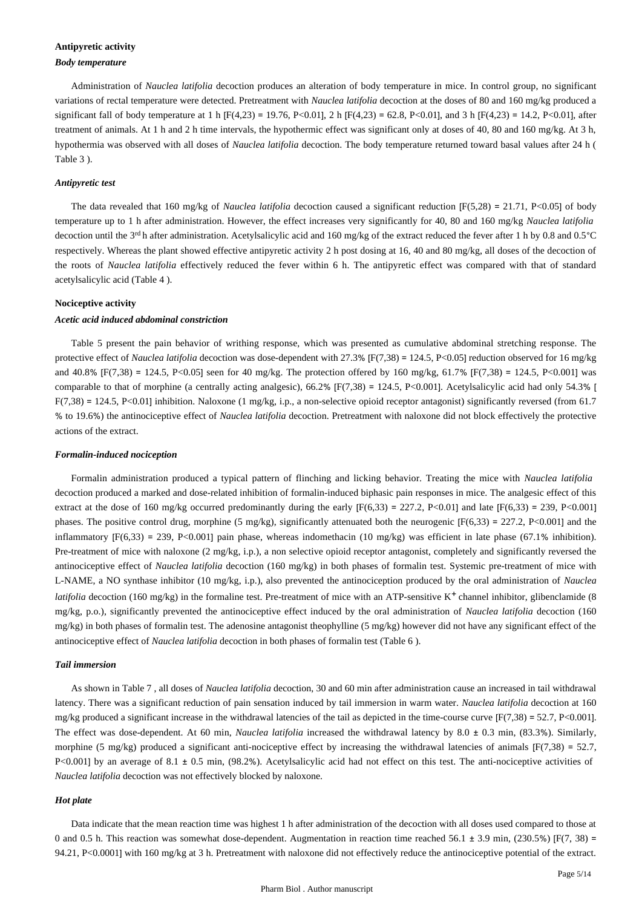## Antipyretic activity

### *Body temperature*

Administration of *Nauclea latifolia* decoction produces an alteration of body temperature in mice. In control group, no significant variations of rectal temperature were detected. Pretreatment with *Nauclea latifolia* decoction at the doses of 80 and 160 mg/kg produced a significant fall of body temperature at 1 h [$F(4,23) = 19.76$, $P<0.01$], 2 h [$F(4,23) = 62.8$, $P<0.01$], and 3 h [$F(4,23) = 14.2$, $P<0.01$], after treatment of animals. At 1 h and 2 h time intervals, the hypothermic effect was significant only at doses of 40, 80 and 160 mg/kg. At 3 h, hypothermia was observed with all doses of *Nauclea latifolia* decoction. The body temperature returned toward basal values after 24 h ( Table 3 ).

### *Antipyretic test*

The data revealed that 160 mg/kg of *Nauclea latifolia* decoction caused a significant reduction [$F(5,28) = 21.71$, $P<0.05$] of body temperature up to 1 h after administration. However, the effect increases very significantly for 40, 80 and 160 mg/kg *Nauclea latifolia* decoction until the 3$^{rd}$ h after administration. Acetylsalicylic acid and 160 mg/kg of the extract reduced the fever after 1 h by 0.8 and 0.5°C respectively. Whereas the plant showed effective antipyretic activity 2 h post dosing at 16, 40 and 80 mg/kg, all doses of the decoction of the roots of *Nauclea latifolia* effectively reduced the fever within 6 h. The antipyretic effect was compared with that of standard acetylsalicylic acid (Table 4 ).

## Nociceptive activity

### *Acetic acid induced abdominal constriction*

Table 5 present the pain behavior of writhing response, which was presented as cumulative abdominal stretching response. The protective effect of *Nauclea latifolia* decoction was dose-dependent with 27.3% [$F(7,38) = 124.5$, $P<0.05$] reduction observed for 16 mg/kg and 40.8% [$F(7,38) = 124.5$, $P<0.05$] seen for 40 mg/kg. The protection offered by 160 mg/kg, 61.7% [$F(7,38) = 124.5$, $P<0.001$] was comparable to that of morphine (a centrally acting analgesic), 66.2% [$F(7,38) = 124.5$, $P<0.001$]. Acetylsalicylic acid had only 54.3% [ $F(7,38) = 124.5$, $P<0.01$] inhibition. Naloxone (1 mg/kg, i.p., a non-selective opioid receptor antagonist) significantly reversed (from 61.7 % to 19.6%) the antinociceptive effect of *Nauclea latifolia* decoction. Pretreatment with naloxone did not block effectively the protective actions of the extract.

### *Formalin-induced nociception*

Formalin administration produced a typical pattern of flinching and licking behavior. Treating the mice with *Nauclea latifolia* decoction produced a marked and dose-related inhibition of formalin-induced biphasic pain responses in mice. The analgesic effect of this extract at the dose of 160 mg/kg occurred predominantly during the early [$F(6,33) = 227.2$, $P<0.01$] and late [$F(6,33) = 239$, $P<0.001$] phases. The positive control drug, morphine (5 mg/kg), significantly attenuated both the neurogenic [$F(6,33) = 227.2$, $P<0.001$] and the inflammatory [$F(6,33) = 239$, $P<0.001$] pain phase, whereas indomethacin (10 mg/kg) was efficient in late phase (67.1% inhibition). Pre-treatment of mice with naloxone (2 mg/kg, i.p.), a non selective opioid receptor antagonist, completely and significantly reversed the antinociceptive effect of *Nauclea latifolia* decoction (160 mg/kg) in both phases of formalin test. Systemic pre-treatment of mice with L-NAME, a NO synthase inhibitor (10 mg/kg, i.p.), also prevented the antinociception produced by the oral administration of *Nauclea latifolia* decoction (160 mg/kg) in the formaline test. Pre-treatment of mice with an ATP-sensitive $K^+$ channel inhibitor, glibenclamide (8 mg/kg, p.o.), significantly prevented the antinociceptive effect induced by the oral administration of *Nauclea latifolia* decoction (160 mg/kg) in both phases of formalin test. The adenosine antagonist theophylline (5 mg/kg) however did not have any significant effect of the antinociceptive effect of *Nauclea latifolia* decoction in both phases of formalin test (Table 6 ).

### *Tail immersion*

As shown in Table 7 , all doses of *Nauclea latifolia* decoction, 30 and 60 min after administration cause an increased in tail withdrawal latency. There was a significant reduction of pain sensation induced by tail immersion in warm water. *Nauclea latifolia* decoction at 160 mg/kg produced a significant increase in the withdrawal latencies of the tail as depicted in the time-course curve [$F(7,38) = 52.7$, $P<0.001$]. The effect was dose-dependent. At 60 min, *Nauclea latifolia* increased the withdrawal latency by 8.0 ± 0.3 min, (83.3%). Similarly, morphine (5 mg/kg) produced a significant anti-nociceptive effect by increasing the withdrawal latencies of animals [$F(7,38) = 52.7$, $P<0.001$] by an average of 8.1 ± 0.5 min, (98.2%). Acetylsalicylic acid had not effect on this test. The anti-nociceptive activities of *Nauclea latifolia* decoction was not effectively blocked by naloxone.

### *Hot plate*

Data indicate that the mean reaction time was highest 1 h after administration of the decoction with all doses used compared to those at 0 and 0.5 h. This reaction was somewhat dose-dependent. Augmentation in reaction time reached 56.1 ± 3.9 min, (230.5%) [$F(7, 38) = 94.21$, $P<0.0001$] with 160 mg/kg at 3 h. Pretreatment with naloxone did not effectively reduce the antinociceptive potential of the extract.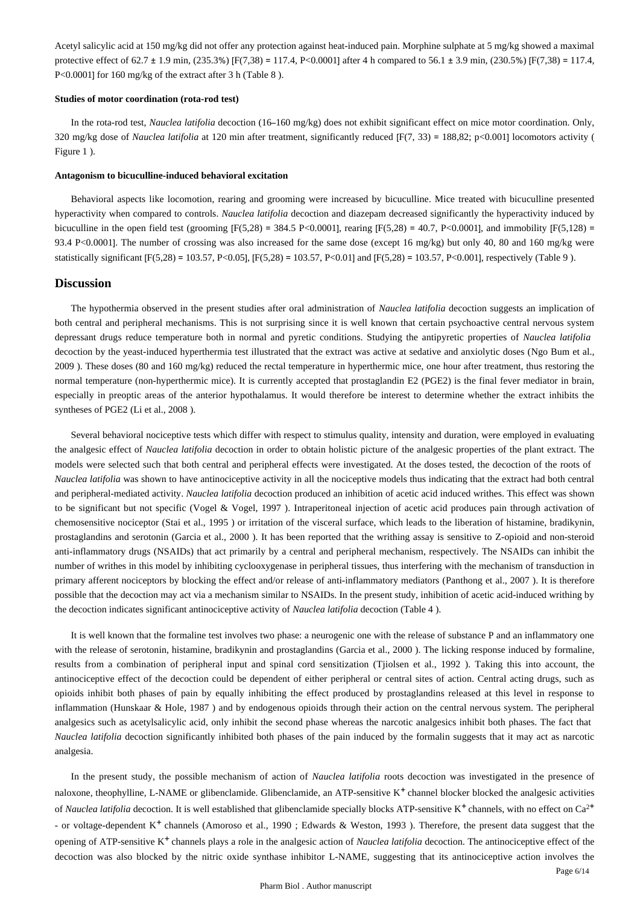Acetyl salicylic acid at 150 mg/kg did not offer any protection against heat-induced pain. Morphine sulphate at 5 mg/kg showed a maximal protective effect of 62.7 ± 1.9 min, (235.3%) [$F(7,38) = 117.4$, $P<0.0001$] after 4 h compared to 56.1 ± 3.9 min, (230.5%) [$F(7,38) = 117.4$, $P<0.0001$] for 160 mg/kg of the extract after 3 h (Table 8 ).

#### Studies of motor coordination (rota-rod test)

In the rota-rod test, *Nauclea latifolia* decoction (16–160 mg/kg) does not exhibit significant effect on mice motor coordination. Only, 320 mg/kg dose of *Nauclea latifolia* at 120 min after treatment, significantly reduced [$F(7, 33) = 188{,}82$; $p<0.001$] locomotors activity ( Figure 1 ).

#### Antagonism to bicuculline-induced behavioral excitation

Behavioral aspects like locomotion, rearing and grooming were increased by bicuculline. Mice treated with bicuculline presented hyperactivity when compared to controls. *Nauclea latifolia* decoction and diazepam decreased significantly the hyperactivity induced by bicuculline in the open field test (grooming [$F(5,28) = 384.5$ $P<0.0001$], rearing [$F(5,28) = 40.7$, $P<0.0001$], and immobility [$F(5,128) = 93.4$ $P<0.0001$]. The number of crossing was also increased for the same dose (except 16 mg/kg) but only 40, 80 and 160 mg/kg were statistically significant [$F(5,28) = 103.57$, $P<0.05$], [$F(5,28) = 103.57$, $P<0.01$] and [$F(5,28) = 103.57$, $P<0.001$], respectively (Table 9 ).

## Discussion

The hypothermia observed in the present studies after oral administration of *Nauclea latifolia* decoction suggests an implication of both central and peripheral mechanisms. This is not surprising since it is well known that certain psychoactive central nervous system depressant drugs reduce temperature both in normal and pyretic conditions. Studying the antipyretic properties of *Nauclea latifolia* decoction by the yeast-induced hyperthermia test illustrated that the extract was active at sedative and anxiolytic doses (Ngo Bum et al., 2009 ). These doses (80 and 160 mg/kg) reduced the rectal temperature in hyperthermic mice, one hour after treatment, thus restoring the normal temperature (non-hyperthermic mice). It is currently accepted that prostaglandin E2 (PGE2) is the final fever mediator in brain, especially in preoptic areas of the anterior hypothalamus. It would therefore be interest to determine whether the extract inhibits the syntheses of PGE2 (Li et al., 2008 ).

Several behavioral nociceptive tests which differ with respect to stimulus quality, intensity and duration, were employed in evaluating the analgesic effect of *Nauclea latifolia* decoction in order to obtain holistic picture of the analgesic properties of the plant extract. The models were selected such that both central and peripheral effects were investigated. At the doses tested, the decoction of the roots of *Nauclea latifolia* was shown to have antinociceptive activity in all the nociceptive models thus indicating that the extract had both central and peripheral-mediated activity. *Nauclea latifolia* decoction produced an inhibition of acetic acid induced writhes. This effect was shown to be significant but not specific (Vogel & Vogel, 1997 ). Intraperitoneal injection of acetic acid produces pain through activation of chemosensitive nociceptor (Stai et al., 1995 ) or irritation of the visceral surface, which leads to the liberation of histamine, bradikynin, prostaglandins and serotonin (Garcia et al., 2000 ). It has been reported that the writhing assay is sensitive to Z-opioid and non-steroid anti-inflammatory drugs (NSAIDs) that act primarily by a central and peripheral mechanism, respectively. The NSAIDs can inhibit the number of writhes in this model by inhibiting cyclooxygenase in peripheral tissues, thus interfering with the mechanism of transduction in primary afferent nociceptors by blocking the effect and/or release of anti-inflammatory mediators (Panthong et al., 2007 ). It is therefore possible that the decoction may act via a mechanism similar to NSAIDs. In the present study, inhibition of acetic acid-induced writhing by the decoction indicates significant antinociceptive activity of *Nauclea latifolia* decoction (Table 4 ).

It is well known that the formaline test involves two phase: a neurogenic one with the release of substance P and an inflammatory one with the release of serotonin, histamine, bradikynin and prostaglandins (Garcia et al., 2000 ). The licking response induced by formaline, results from a combination of peripheral input and spinal cord sensitization (Tjiolsen et al., 1992 ). Taking this into account, the antinociceptive effect of the decoction could be dependent of either peripheral or central sites of action. Central acting drugs, such as opioids inhibit both phases of pain by equally inhibiting the effect produced by prostaglandins released at this level in response to inflammation (Hunskaar & Hole, 1987 ) and by endogenous opioids through their action on the central nervous system. The peripheral analgesics such as acetylsalicylic acid, only inhibit the second phase whereas the narcotic analgesics inhibit both phases. The fact that *Nauclea latifolia* decoction significantly inhibited both phases of the pain induced by the formalin suggests that it may act as narcotic analgesia.

In the present study, the possible mechanism of action of *Nauclea latifolia* roots decoction was investigated in the presence of naloxone, theophylline, L-NAME or glibenclamide. Glibenclamide, an ATP-sensitive $K^+$ channel blocker blocked the analgesic activities of *Nauclea latifolia* decoction. It is well established that glibenclamide specially blocks ATP-sensitive $K^+$ channels, with no effect on $Ca^{2+}$ - or voltage-dependent $K^+$ channels (Amoroso et al., 1990 ; Edwards & Weston, 1993 ). Therefore, the present data suggest that the opening of ATP-sensitive $K^+$ channels plays a role in the analgesic action of *Nauclea latifolia* decoction. The antinociceptive effect of the decoction was also blocked by the nitric oxide synthase inhibitor L-NAME, suggesting that its antinociceptive action involves the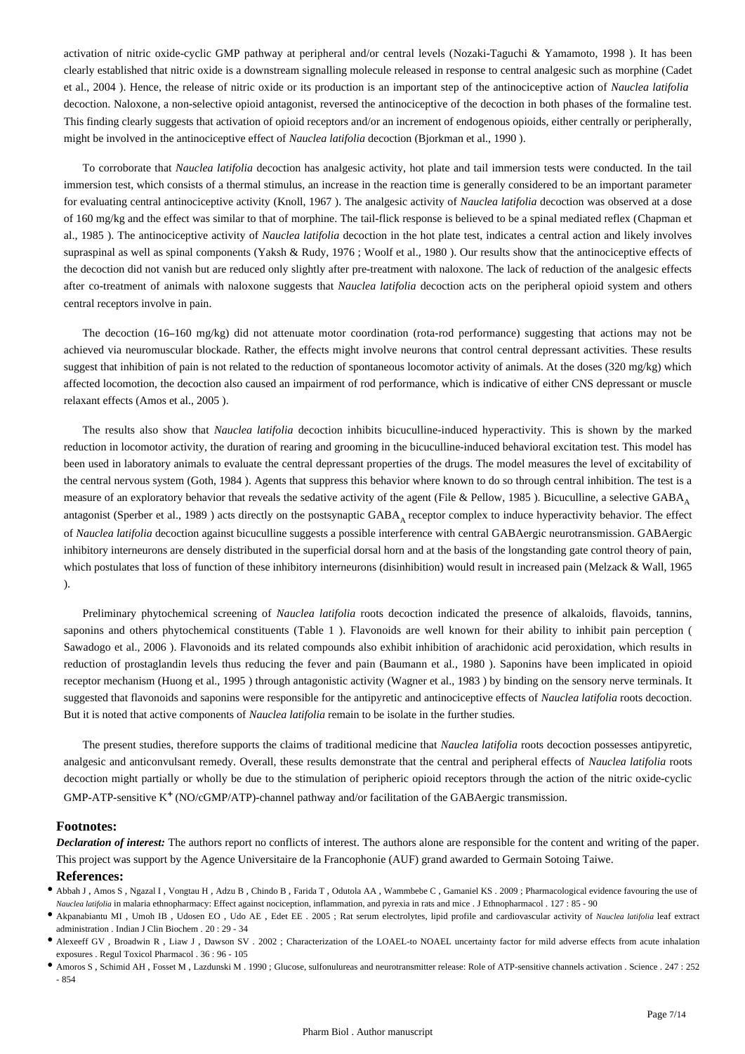activation of nitric oxide-cyclic GMP pathway at peripheral and/or central levels (Nozaki-Taguchi & Yamamoto, 1998 ). It has been clearly established that nitric oxide is a downstream signalling molecule released in response to central analgesic such as morphine (Cadet et al., 2004 ). Hence, the release of nitric oxide or its production is an important step of the antinociceptive action of *Nauclea latifolia* decoction. Naloxone, a non-selective opioid antagonist, reversed the antinociceptive of the decoction in both phases of the formaline test. This finding clearly suggests that activation of opioid receptors and/or an increment of endogenous opioids, either centrally or peripherally, might be involved in the antinociceptive effect of *Nauclea latifolia* decoction (Bjorkman et al., 1990 ).

To corroborate that *Nauclea latifolia* decoction has analgesic activity, hot plate and tail immersion tests were conducted. In the tail immersion test, which consists of a thermal stimulus, an increase in the reaction time is generally considered to be an important parameter for evaluating central antinociceptive activity (Knoll, 1967 ). The analgesic activity of *Nauclea latifolia* decoction was observed at a dose of 160 mg/kg and the effect was similar to that of morphine. The tail-flick response is believed to be a spinal mediated reflex (Chapman et al., 1985 ). The antinociceptive activity of *Nauclea latifolia* decoction in the hot plate test, indicates a central action and likely involves supraspinal as well as spinal components (Yaksh & Rudy, 1976 ; Woolf et al., 1980 ). Our results show that the antinociceptive effects of the decoction did not vanish but are reduced only slightly after pre-treatment with naloxone. The lack of reduction of the analgesic effects after co-treatment of animals with naloxone suggests that *Nauclea latifolia* decoction acts on the peripheral opioid system and others central receptors involve in pain.

The decoction (16–160 mg/kg) did not attenuate motor coordination (rota-rod performance) suggesting that actions may not be achieved via neuromuscular blockade. Rather, the effects might involve neurons that control central depressant activities. These results suggest that inhibition of pain is not related to the reduction of spontaneous locomotor activity of animals. At the doses (320 mg/kg) which affected locomotion, the decoction also caused an impairment of rod performance, which is indicative of either CNS depressant or muscle relaxant effects (Amos et al., 2005 ).

The results also show that *Nauclea latifolia* decoction inhibits bicuculline-induced hyperactivity. This is shown by the marked reduction in locomotor activity, the duration of rearing and grooming in the bicuculline-induced behavioral excitation test. This model has been used in laboratory animals to evaluate the central depressant properties of the drugs. The model measures the level of excitability of the central nervous system (Goth, 1984 ). Agents that suppress this behavior where known to do so through central inhibition. The test is a measure of an exploratory behavior that reveals the sedative activity of the agent (File & Pellow, 1985 ). Bicuculline, a selective $GABA_A$ antagonist (Sperber et al., 1989 ) acts directly on the postsynaptic $GABA_A$ receptor complex to induce hyperactivity behavior. The effect of *Nauclea latifolia* decoction against bicuculline suggests a possible interference with central GABAergic neurotransmission. GABAergic inhibitory interneurons are densely distributed in the superficial dorsal horn and at the basis of the longstanding gate control theory of pain, which postulates that loss of function of these inhibitory interneurons (disinhibition) would result in increased pain (Melzack & Wall, 1965 ).

Preliminary phytochemical screening of *Nauclea latifolia* roots decoction indicated the presence of alkaloids, flavoids, tannins, saponins and others phytochemical constituents (Table 1 ). Flavonoids are well known for their ability to inhibit pain perception ( Sawadogo et al., 2006 ). Flavonoids and its related compounds also exhibit inhibition of arachidonic acid peroxidation, which results in reduction of prostaglandin levels thus reducing the fever and pain (Baumann et al., 1980 ). Saponins have been implicated in opioid receptor mechanism (Huong et al., 1995 ) through antagonistic activity (Wagner et al., 1983 ) by binding on the sensory nerve terminals. It suggested that flavonoids and saponins were responsible for the antipyretic and antinociceptive effects of *Nauclea latifolia* roots decoction. But it is noted that active components of *Nauclea latifolia* remain to be isolate in the further studies.

The present studies, therefore supports the claims of traditional medicine that *Nauclea latifolia* roots decoction possesses antipyretic, analgesic and anticonvulsant remedy. Overall, these results demonstrate that the central and peripheral effects of *Nauclea latifolia* roots decoction might partially or wholly be due to the stimulation of peripheric opioid receptors through the action of the nitric oxide-cyclic GMP-ATP-sensitive $K^+$ (NO/cGMP/ATP)-channel pathway and/or facilitation of the GABAergic transmission.

## Footnotes:

***Declaration of interest:*** The authors report no conflicts of interest. The authors alone are responsible for the content and writing of the paper. This project was support by the Agence Universitaire de la Francophonie (AUF) grand awarded to Germain Sotoing Taiwe.

## References:

- Abbah J , Amos S , Ngazal I , Vongtau H , Adzu B , Chindo B , Farida T , Odutola AA , Wammbebe C , Gamaniel KS . 2009 ; Pharmacological evidence favouring the use of *Nauclea latifolia* in malaria ethnopharmacy: Effect against nociception, inflammation, and pyrexia in rats and mice . J Ethnopharmacol . 127 : 85 - 90
- Akpanabiantu MI , Umoh IB , Udosen EO , Udo AE , Edet EE . 2005 ; Rat serum electrolytes, lipid profile and cardiovascular activity of *Nauclea latifolia* leaf extract administration . Indian J Clin Biochem . 20 : 29 - 34
- Alexeeff GV , Broadwin R , Liaw J , Dawson SV . 2002 ; Characterization of the LOAEL-to NOAEL uncertainty factor for mild adverse effects from acute inhalation exposures . Regul Toxicol Pharmacol . 36 : 96 - 105
- Amoros S , Schimid AH , Fosset M , Lazdunski M . 1990 ; Glucose, sulfonulureas and neurotransmitter release: Role of ATP-sensitive channels activation . Science . 247 : 252 - 854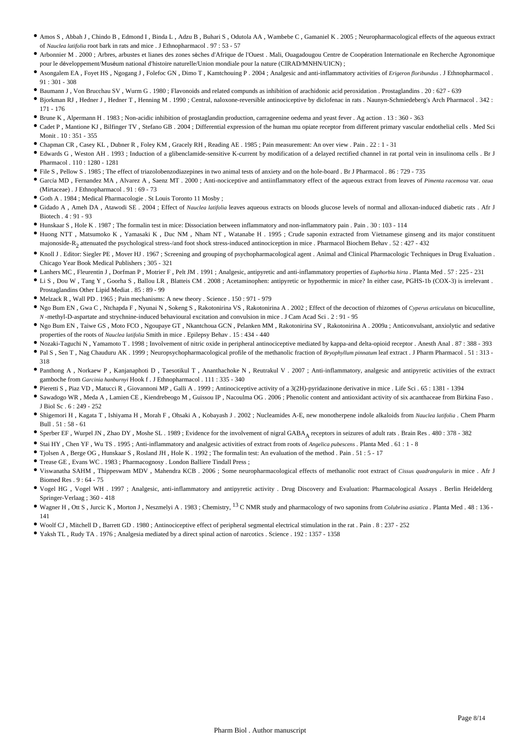- Amos S , Abbah J , Chindo B , Edmond I , Binda L , Adzu B , Buhari S , Odutola AA , Wambebe C , Gamaniel K . 2005 ; Neuropharmacological effects of the aqueous extract of *Nauclea latifolia* root bark in rats and mice . J Ethnopharmacol . 97 : 53 - 57
- Arbonnier M . 2000 ; Arbres, arbustes et lianes des zones sèches d'Afrique de l'Ouest . Mali, Ouagadougou Centre de Coopération Internationale en Recherche Agronomique pour le développement/Muséum national d'histoire naturelle/Union mondiale pour la nature (CIRAD/MNHN/UICN) ;
- Asongalem EA , Foyet HS , Ngogang J , Folefoc GN , Dimo T , Kamtchouing P . 2004 ; Analgesic and anti-inflammatory activities of *Erigeron floribundus* . J Ethnopharmacol . 91 : 301 - 308
- Baumann J , Von Brucchau SV , Wurm G . 1980 ; Flavonoids and related compunds as inhibition of arachidonic acid peroxidation . Prostaglandins . 20 : 627 - 639
- Bjorkman RJ , Hedner J , Hedner T , Henning M . 1990 ; Central, naloxone-reversible antinociceptive by diclofenac in rats . Naunyn-Schmiedeberg's Arch Pharmacol . 342 : 171 - 176
- Brune K , Alpermann H . 1983 ; Non-acidic inhibition of prostaglandin production, carrageenine oedema and yeast fever . Ag action . 13 : 360 - 363
- Cadet P , Mantione KJ , Bilfinger TV , Stefano GB . 2004 ; Differential expression of the human mu opiate receptor from different primary vascular endothelial cells . Med Sci Monit . 10 : 351 - 355
- Chapman CR , Casey KL , Dubner R , Foley KM , Gracely RH , Reading AE . 1985 ; Pain measurement: An over view . Pain . 22 : 1 - 31
- Edwards G , Weston AH . 1993 ; Induction of a glibenclamide-sensitive K-current by modification of a delayed rectified channel in rat portal vein in insulinoma cells . Br J Pharmacol . 110 : 1280 - 1281
- File S , Pellow S . 1985 ; The effect of triazolobenzodiazepines in two animal tests of anxiety and on the hole-board . Br J Pharmacol . 86 : 729 - 735
- García MD , Fernandez MA , Alvarez A , Saenz MT . 2000 ; Anti-nociceptive and antiinflammatory effect of the aqueous extract from leaves of *Pimenta racemosa* var. *ozua* (Mirtaceae) . J Ethnopharmacol . 91 : 69 - 73
- Goth A . 1984 ; Medical Pharmacologie . St Louis Toronto 11 Mosby ;
- Gidado A , Ameh DA , Atawodi SE . 2004 ; Effect of *Nauclea latifolia* leaves aqueous extracts on bloods glucose levels of normal and alloxan-induced diabetic rats . Afr J Biotech . 4 : 91 - 93
- Hunskaar S , Hole K . 1987 ; The formalin test in mice: Dissociation between inflammatory and non-inflammatory pain . Pain . 30 : 103 - 114
- Huong NTT , Matsumoko K , Yamasaki K , Duc NM , Nham NT , Watanabe H . 1995 ; Crude saponin extracted from Vietnamese ginseng and its major constituent majonoside-$R_2$ attenuated the psychological stress-/and foot shock stress-induced antinociception in mice . Pharmacol Biochem Behav . 52 : 427 - 432
- Knoll J . Editor: Siegler PE , Mover HJ . 1967 ; Screening and grouping of psychopharmacological agent . Animal and Clinical Pharmacologic Techniques in Drug Evaluation . Chicago Year Book Medical Publishers ; 305 - 321
- Lanhers MC , Fleurentin J , Dorfman P , Motrier F , Pelt JM . 1991 ; Analgesic, antipyretic and anti-inflammatory properties of *Euphorbia hirta* . Planta Med . 57 : 225 - 231
- Li S , Dou W , Tang Y , Goorha S , Ballou LR , Blatteis CM . 2008 ; Acetaminophen: antipyretic or hypothermic in mice? In either case, PGHS-1b (COX-3) is irrelevant . Prostaglandins Other Lipid Mediat . 85 : 89 - 99
- Melzack R , Wall PD . 1965 ; Pain mechanisms: A new theory . Science . 150 : 971 - 979
- Ngo Bum EN , Gwa C , Ntchapda F , Nyunai N , Sokeng S , Rakotonirina VS , Rakotonirina A . 2002 ; Effect of the decoction of rhizomes of *Cyperus articulatus* on bicuculline, *N* -methyl-D-aspartate and strychnine-induced behavioural excitation and convulsion in mice . J Cam Acad Sci . 2 : 91 - 95
- Ngo Bum EN , Taiwe GS , Moto FCO , Ngoupaye GT , Nkantchoua GCN , Pelanken MM , Rakotonirina SV , Rakotonirina A . 2009a ; Anticonvulsant, anxiolytic and sedative properties of the roots of *Nauclea latifolia* Smith in mice . Epilepsy Behav . 15 : 434 - 440
- Nozaki-Taguchi N , Yamamoto T . 1998 ; Involvement of nitric oxide in peripheral antinociceptive mediated by kappa-and delta-opioid receptor . Anesth Anal . 87 : 388 - 393
- Pal S , Sen T , Nag Chauduru AK . 1999 ; Neuropsychopharmacological profile of the methanolic fraction of *Bryophyllum pinnatum* leaf extract . J Pharm Pharmacol . 51 : 313 - 318
- Panthong A , Norkaew P , Kanjanaphoti D , Taesotikul T , Ananthachoke N , Reutrakul V . 2007 ; Anti-inflammatory, analgesic and antipyretic activities of the extract gamboche from *Garcinia hanburnyi* Hook f . J Ethnopharmacol . 111 : 335 - 340
- Pieretti S , Piaz VD , Matucci R , Giovannoni MP , Galli A . 1999 ; Antinociceptive activity of a 3(2H)-pyridazinone derivative in mice . Life Sci . 65 : 1381 - 1394
- Sawadogo WR , Meda A , Lamien CE , Kiendrebeogo M , Guissou IP , Nacoulma OG . 2006 ; Phenolic content and antioxidant activity of six acanthaceae from Birkina Faso . J Biol Sc . 6 : 249 - 252
- Shigemori H , Kagata T , Ishiyama H , Morah F , Ohsaki A , Kobayash J . 2002 ; Nucleamides A-E, new monotherpene indole alkaloids from *Nauclea latifolia* . Chem Pharm Bull . 51 : 58 - 61
- Sperber EF , Wurpel JN , Zhao DY , Moshe SL . 1989 ; Evidence for the involvement of nigral $GABA_A$ receptors in seizures of adult rats . Brain Res . 480 : 378 - 382
- Stai HY , Chen YF , Wu TS . 1995 ; Anti-inflammatory and analgesic activities of extract from roots of *Angelica pubescens* . Planta Med . 61 : 1 - 8
- Tjolsen A , Berge OG , Hunskaar S , Rosland JH , Hole K . 1992 ; The formalin test: An evaluation of the method . Pain . 51 : 5 - 17
- Trease GE , Evans WC . 1983 ; Pharmacognosy . London Balliere Tindall Press ;
- Viswanatha SAHM , Thippeswam MDV , Mahendra KCB . 2006 ; Some neuropharmacological effects of methanolic root extract of *Cissus quadrangularis* in mice . Afr J Biomed Res . 9 : 64 - 75
- Vogel HG , Vogel WH . 1997 ; Analgesic, anti-inflammatory and antipyretic activity . Drug Discovery and Evaluation: Pharmacological Assays . Berlin Heidelderg Springer-Verlaag ; 360 - 418
- Wagner H , Ott S , Jurcic K , Morton J , Neszmelyi A . 1983 ; Chemistry, $^{13}$C NMR study and pharmacology of two saponins from *Colubrina asiatica* . Planta Med . 48 : 136 - 141
- Woolf CJ , Mitchell D , Barrett GD . 1980 ; Antinociceptive effect of peripheral segmental electrical stimulation in the rat . Pain . 8 : 237 - 252
- Yaksh TL , Rudy TA . 1976 ; Analgesia mediated by a direct spinal action of narcotics . Science . 192 : 1357 - 1358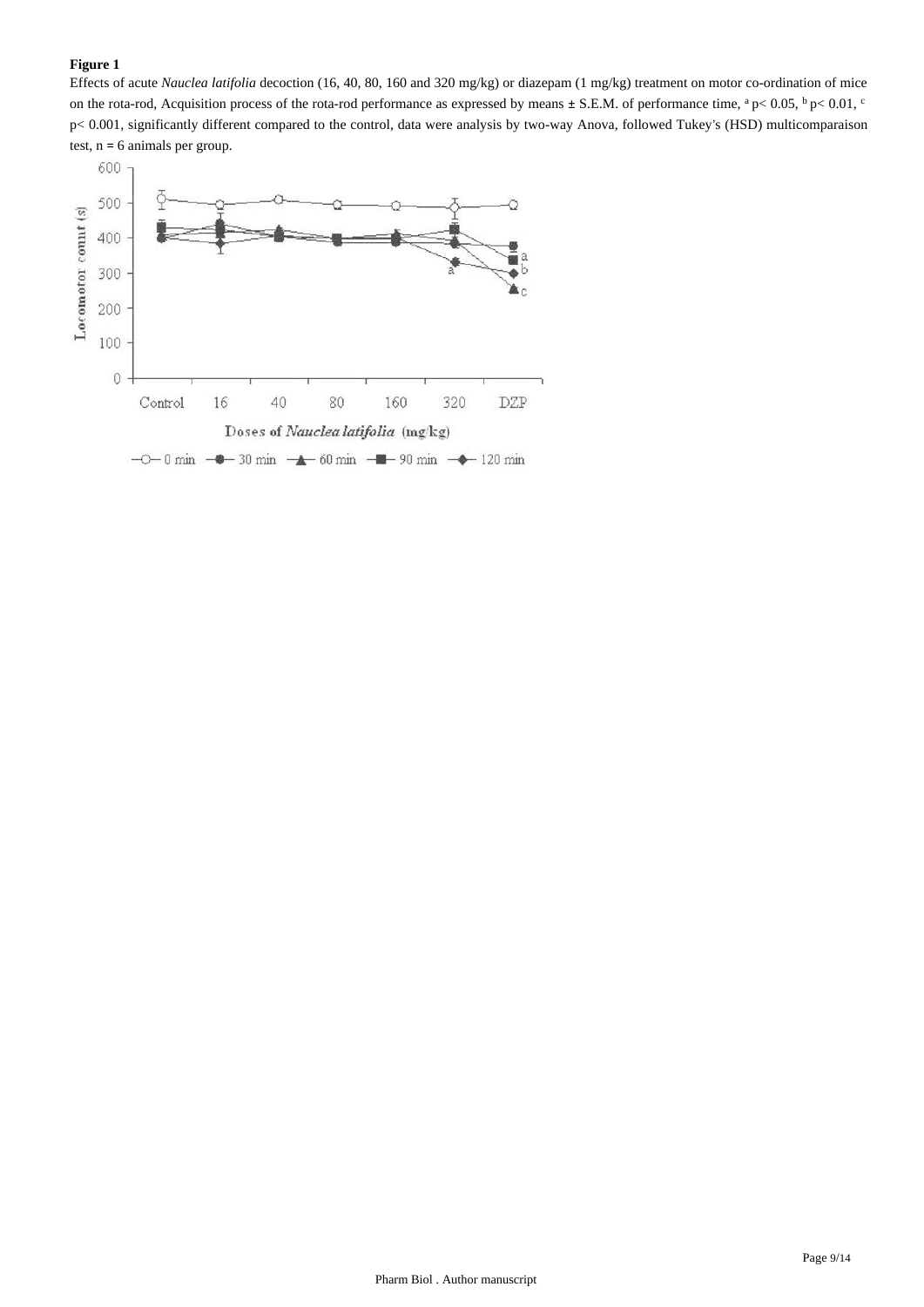**Figure 1**

Effects of acute *Nauclea latifolia* decoction (16, 40, 80, 160 and 320 mg/kg) or diazepam (1 mg/kg) treatment on motor co-ordination of mice on the rota-rod, Acquisition process of the rota-rod performance as expressed by means ± S.E.M. of performance time, [a] $p < 0.05$, [b] $p < 0.01$, [c] $p < 0.001$, significantly different compared to the control, data were analysis by two-way Anova, followed Tukey's (HSD) multicomparaison test, n = 6 animals per group.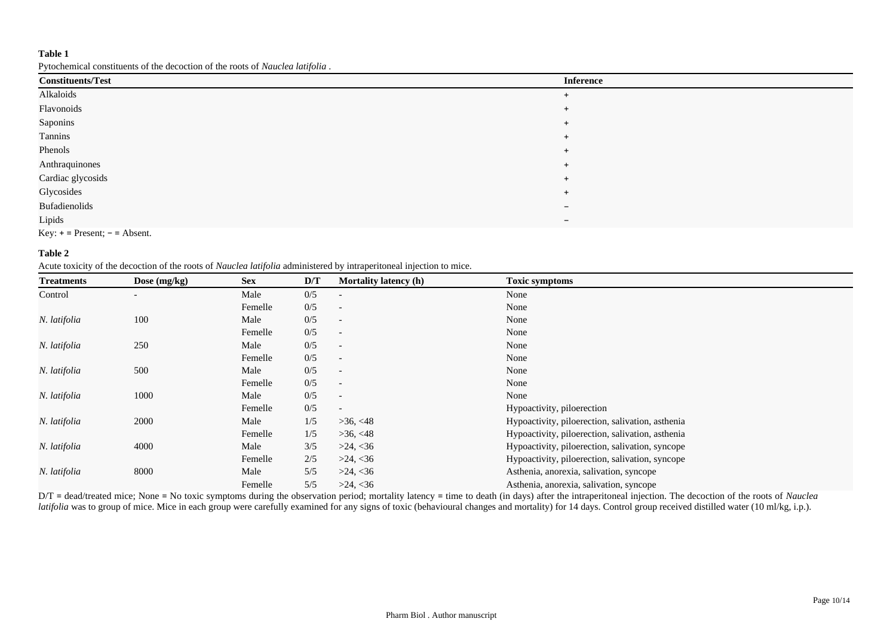**Table 1**

Pytochemical constituents of the decoction of the roots of *Nauclea latifolia* .

| Constituents/Test | Inference |
|---|---|
| Alkaloids | + |
| Flavonoids | + |
| Saponins | + |
| Tannins | + |
| Phenols | + |
| Anthraquinones | + |
| Cardiac glycosids | + |
| Glycosides | + |
| Bufadienolids | − |
| Lipids | − |

Key: + = Present; − = Absent.

**Table 2**

Acute toxicity of the decoction of the roots of *Nauclea latifolia* administered by intraperitoneal injection to mice.

| Treatments | Dose (mg/kg) | Sex | D/T | Mortality latency (h) | Toxic symptoms |
|---|---|---|---|---|---|
| Control | - | Male | 0/5 | - | None |
| | | Femelle | 0/5 | - | None |
| *N. latifolia* | 100 | Male | 0/5 | - | None |
| | | Femelle | 0/5 | - | None |
| *N. latifolia* | 250 | Male | 0/5 | - | None |
| | | Femelle | 0/5 | - | None |
| *N. latifolia* | 500 | Male | 0/5 | - | None |
| | | Femelle | 0/5 | - | None |
| *N. latifolia* | 1000 | Male | 0/5 | - | None |
| | | Femelle | 0/5 | - | Hypoactivity, piloerection |
| *N. latifolia* | 2000 | Male | 1/5 | >36, <48 | Hypoactivity, piloerection, salivation, asthenia |
| | | Femelle | 1/5 | >36, <48 | Hypoactivity, piloerection, salivation, asthenia |
| *N. latifolia* | 4000 | Male | 3/5 | >24, <36 | Hypoactivity, piloerection, salivation, syncope |
| | | Femelle | 2/5 | >24, <36 | Hypoactivity, piloerection, salivation, syncope |
| *N. latifolia* | 8000 | Male | 5/5 | >24, <36 | Asthenia, anorexia, salivation, syncope |
| | | Femelle | 5/5 | >24, <36 | Asthenia, anorexia, salivation, syncope |

D/T = dead/treated mice; None = No toxic symptoms during the observation period; mortality latency = time to death (in days) after the intraperitoneal injection. The decoction of the roots of *Nauclea latifolia* was to group of mice. Mice in each group were carefully examined for any signs of toxic (behavioural changes and mortality) for 14 days. Control group received distilled water (10 ml/kg, i.p.).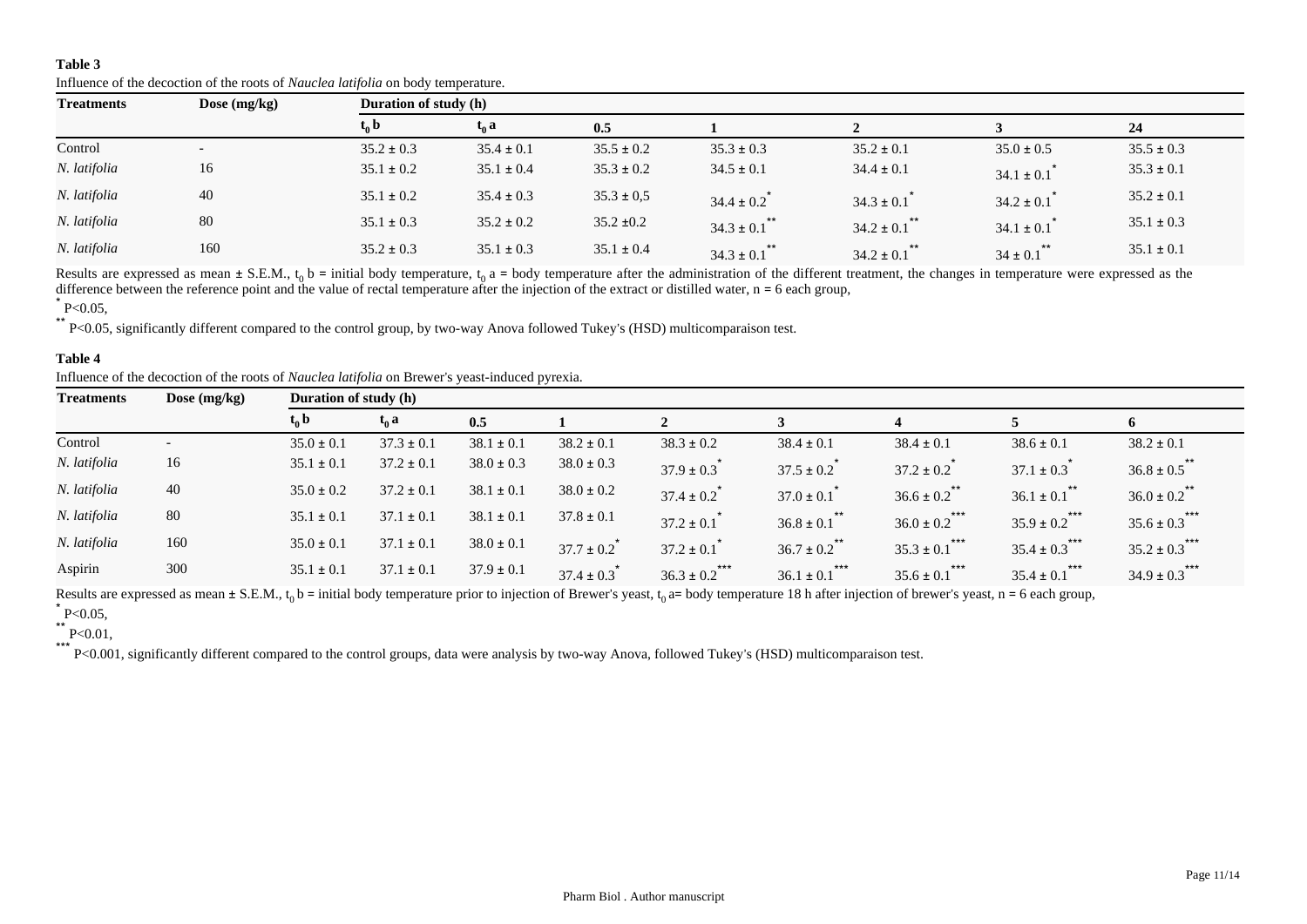**Table 3**

Influence of the decoction of the roots of *Nauclea latifolia* on body temperature.

| Treatments | Dose (mg/kg) | Duration of study (h) | | | | | | |
|---|---|---|---|---|---|---|---|---|
| | | $t_0$ b | $t_0$ a | 0.5 | 1 | 2 | 3 | 24 |
| Control | - | 35.2 ± 0.3 | 35.4 ± 0.1 | 35.5 ± 0.2 | 35.3 ± 0.3 | 35.2 ± 0.1 | 35.0 ± 0.5 | 35.5 ± 0.3 |
| *N. latifolia* | 16 | 35.1 ± 0.2 | 35.1 ± 0.4 | 35.3 ± 0.2 | 34.5 ± 0.1 | 34.4 ± 0.1 | 34.1 ± 0.1$^{*}$ | 35.3 ± 0.1 |
| *N. latifolia* | 40 | 35.1 ± 0.2 | 35.4 ± 0.3 | 35.3 ± 0,5 | 34.4 ± 0.2$^{*}$ | 34.3 ± 0.1$^{*}$ | 34.2 ± 0.1$^{*}$ | 35.2 ± 0.1 |
| *N. latifolia* | 80 | 35.1 ± 0.3 | 35.2 ± 0.2 | 35.2 ±0.2 | 34.3 ± 0.1$^{**}$ | 34.2 ± 0.1$^{**}$ | 34.1 ± 0.1$^{*}$ | 35.1 ± 0.3 |
| *N. latifolia* | 160 | 35.2 ± 0.3 | 35.1 ± 0.3 | 35.1 ± 0.4 | 34.3 ± 0.1$^{**}$ | 34.2 ± 0.1$^{**}$ | 34 ± 0.1$^{**}$ | 35.1 ± 0.1 |

Results are expressed as mean ± S.E.M., $t_0$ b = initial body temperature, $t_0$ a = body temperature after the administration of the different treatment, the changes in temperature were expressed as the difference between the reference point and the value of rectal temperature after the injection of the extract or distilled water, n = 6 each group,

$^{*}$ P<0.05,

$^{**}$ P<0.05, significantly different compared to the control group, by two-way Anova followed Tukey's (HSD) multicomparaison test.

**Table 4**

Influence of the decoction of the roots of *Nauclea latifolia* on Brewer's yeast-induced pyrexia.

| Treatments | Dose (mg/kg) | Duration of study (h) | | | | | | | | |
|---|---|---|---|---|---|---|---|---|---|---|
| | | $t_0$ b | $t_0$ a | 0.5 | 1 | 2 | 3 | 4 | 5 | 6 |
| Control | - | 35.0 ± 0.1 | 37.3 ± 0.1 | 38.1 ± 0.1 | 38.2 ± 0.1 | 38.3 ± 0.2 | 38.4 ± 0.1 | 38.4 ± 0.1 | 38.6 ± 0.1 | 38.2 ± 0.1 |
| *N. latifolia* | 16 | 35.1 ± 0.1 | 37.2 ± 0.1 | 38.0 ± 0.3 | 38.0 ± 0.3 | 37.9 ± 0.3$^{*}$ | 37.5 ± 0.2$^{*}$ | 37.2 ± 0.2$^{*}$ | 37.1 ± 0.3$^{*}$ | 36.8 ± 0.5$^{**}$ |
| *N. latifolia* | 40 | 35.0 ± 0.2 | 37.2 ± 0.1 | 38.1 ± 0.1 | 38.0 ± 0.2 | 37.4 ± 0.2$^{*}$ | 37.0 ± 0.1$^{*}$ | 36.6 ± 0.2$^{**}$ | 36.1 ± 0.1$^{**}$ | 36.0 ± 0.2$^{**}$ |
| *N. latifolia* | 80 | 35.1 ± 0.1 | 37.1 ± 0.1 | 38.1 ± 0.1 | 37.8 ± 0.1 | 37.2 ± 0.1$^{*}$ | 36.8 ± 0.1$^{**}$ | 36.0 ± 0.2$^{***}$ | 35.9 ± 0.2$^{***}$ | 35.6 ± 0.3$^{***}$ |
| *N. latifolia* | 160 | 35.0 ± 0.1 | 37.1 ± 0.1 | 38.0 ± 0.1 | 37.7 ± 0.2$^{*}$ | 37.2 ± 0.1$^{*}$ | 36.7 ± 0.2$^{**}$ | 35.3 ± 0.1$^{***}$ | 35.4 ± 0.3$^{***}$ | 35.2 ± 0.3$^{***}$ |
| Aspirin | 300 | 35.1 ± 0.1 | 37.1 ± 0.1 | 37.9 ± 0.1 | 37.4 ± 0.3$^{*}$ | 36.3 ± 0.2$^{***}$ | 36.1 ± 0.1$^{***}$ | 35.6 ± 0.1$^{***}$ | 35.4 ± 0.1$^{***}$ | 34.9 ± 0.3$^{***}$ |

Results are expressed as mean ± S.E.M., $t_0$ b = initial body temperature prior to injection of Brewer's yeast, $t_0$ a= body temperature 18 h after injection of brewer's yeast, n = 6 each group,

$^{*}$ P<0.05,

$^{**}$ P<0.01,

$^{***}$ P<0.001, significantly different compared to the control groups, data were analysis by two-way Anova, followed Tukey's (HSD) multicomparaison test.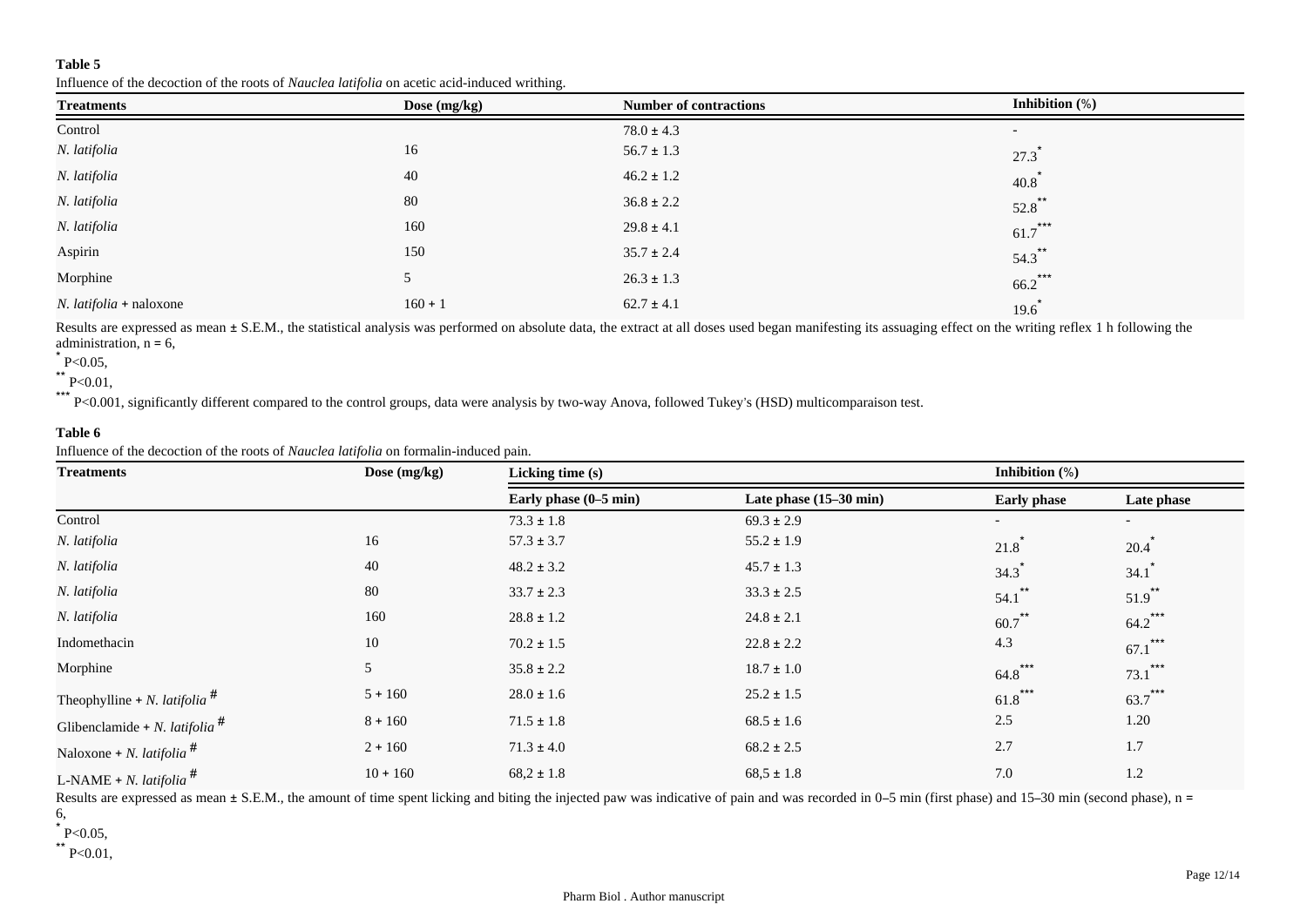**Table 5**

Influence of the decoction of the roots of *Nauclea latifolia* on acetic acid-induced writhing.

| Treatments | Dose (mg/kg) | Number of contractions | Inhibition (%) |
|---|---|---|---|
| Control | | 78.0 ± 4.3 | - |
| *N. latifolia* | 16 | 56.7 ± 1.3 | 27.3[*] |
| *N. latifolia* | 40 | 46.2 ± 1.2 | 40.8[*] |
| *N. latifolia* | 80 | 36.8 ± 2.2 | 52.8[**] |
| *N. latifolia* | 160 | 29.8 ± 4.1 | 61.7[***] |
| Aspirin | 150 | 35.7 ± 2.4 | 54.3[**] |
| Morphine | 5 | 26.3 ± 1.3 | 66.2[***] |
| *N. latifolia* + naloxone | 160 + 1 | 62.7 ± 4.1 | 19.6[*] |

Results are expressed as mean ± S.E.M., the statistical analysis was performed on absolute data, the extract at all doses used began manifesting its assuaging effect on the writing reflex 1 h following the administration, n = 6,

[*] P<0.05,

[**] P<0.01,

[***] P<0.001, significantly different compared to the control groups, data were analysis by two-way Anova, followed Tukey's (HSD) multicomparaison test.

**Table 6**

Influence of the decoction of the roots of *Nauclea latifolia* on formalin-induced pain.

| Treatments | Dose (mg/kg) | Licking time (s) | | Inhibition (%) | |
|---|---|---|---|---|---|
| | | Early phase (0–5 min) | Late phase (15–30 min) | Early phase | Late phase |
| Control | | 73.3 ± 1.8 | 69.3 ± 2.9 | - | - |
| *N. latifolia* | 16 | 57.3 ± 3.7 | 55.2 ± 1.9 | 21.8[*] | 20.4[*] |
| *N. latifolia* | 40 | 48.2 ± 3.2 | 45.7 ± 1.3 | 34.3[*] | 34.1[*] |
| *N. latifolia* | 80 | 33.7 ± 2.3 | 33.3 ± 2.5 | 54.1[**] | 51.9[**] |
| *N. latifolia* | 160 | 28.8 ± 1.2 | 24.8 ± 2.1 | 60.7[**] | 64.2[***] |
| Indomethacin | 10 | 70.2 ± 1.5 | 22.8 ± 2.2 | 4.3 | 67.1[***] |
| Morphine | 5 | 35.8 ± 2.2 | 18.7 ± 1.0 | 64.8[***] | 73.1[***] |
| Theophylline + *N. latifolia* [#] | 5 + 160 | 28.0 ± 1.6 | 25.2 ± 1.5 | 61.8[***] | 63.7[***] |
| Glibenclamide + *N. latifolia* [#] | 8 + 160 | 71.5 ± 1.8 | 68.5 ± 1.6 | 2.5 | 1.20 |
| Naloxone + *N. latifolia* [#] | 2 + 160 | 71.3 ± 4.0 | 68.2 ± 2.5 | 2.7 | 1.7 |
| L-NAME + *N. latifolia* [#] | 10 + 160 | 68,2 ± 1.8 | 68,5 ± 1.8 | 7.0 | 1.2 |

Results are expressed as mean ± S.E.M., the amount of time spent licking and biting the injected paw was indicative of pain and was recorded in 0–5 min (first phase) and 15–30 min (second phase), n = 6,

[*] P<0.05,

[**] P<0.01,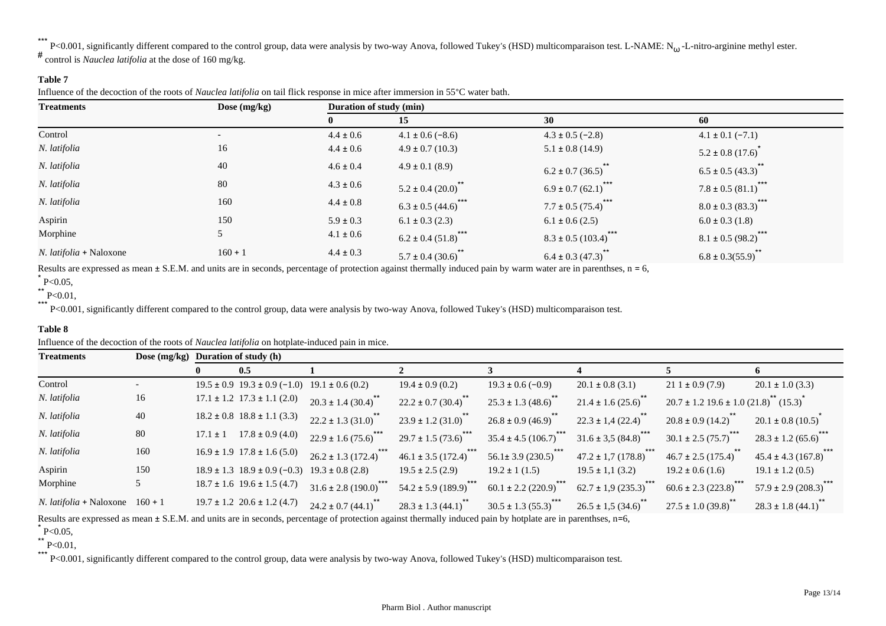*** P<0.001, significantly different compared to the control group, data were analysis by two-way Anova, followed Tukey's (HSD) multicomparaison test. L-NAME: $N_{\omega}$-L-nitro-arginine methyl ester.

# control is *Nauclea latifolia* at the dose of 160 mg/kg.

**Table 7**

Influence of the decoction of the roots of *Nauclea latifolia* on tail flick response in mice after immersion in 55°C water bath.

| Treatments | Dose (mg/kg) | Duration of study (min) | | | |
|---|---|---|---|---|---|
| | | **0** | **15** | **30** | **60** |
| Control | - | 4.4 ± 0.6 | 4.1 ± 0.6 (−8.6) | 4.3 ± 0.5 (−2.8) | 4.1 ± 0.1 (−7.1) |
| *N. latifolia* | 16 | 4.4 ± 0.6 | 4.9 ± 0.7 (10.3) | 5.1 ± 0.8 (14.9) | 5.2 ± 0.8 (17.6)* |
| *N. latifolia* | 40 | 4.6 ± 0.4 | 4.9 ± 0.1 (8.9) | 6.2 ± 0.7 (36.5)** | 6.5 ± 0.5 (43.3)** |
| *N. latifolia* | 80 | 4.3 ± 0.6 | 5.2 ± 0.4 (20.0)** | 6.9 ± 0.7 (62.1)*** | 7.8 ± 0.5 (81.1)*** |
| *N. latifolia* | 160 | 4.4 ± 0.8 | 6.3 ± 0.5 (44.6)*** | 7.7 ± 0.5 (75.4)*** | 8.0 ± 0.3 (83.3)*** |
| Aspirin | 150 | 5.9 ± 0.3 | 6.1 ± 0.3 (2.3) | 6.1 ± 0.6 (2.5) | 6.0 ± 0.3 (1.8) |
| Morphine | 5 | 4.1 ± 0.6 | 6.2 ± 0.4 (51.8)*** | 8.3 ± 0.5 (103.4)*** | 8.1 ± 0.5 (98.2)*** |
| *N. latifolia* + Naloxone | 160 + 1 | 4.4 ± 0.3 | 5.7 ± 0.4 (30.6)** | 6.4 ± 0.3 (47.3)** | 6.8 ± 0.3(55.9)** |

Results are expressed as mean ± S.E.M. and units are in seconds, percentage of protection against thermally induced pain by warm water are in parenthses, n = 6,

* P<0.05,

** P<0.01,

*** P<0.001, significantly different compared to the control group, data were analysis by two-way Anova, followed Tukey's (HSD) multicomparaison test.

**Table 8**

Influence of the decoction of the roots of *Nauclea latifolia* on hotplate-induced pain in mice.

| Treatments | Dose (mg/kg) | Duration of study (h) | | | | | | | |
|---|---|---|---|---|---|---|---|---|---|
| | | **0** | **0.5** | **1** | **2** | **3** | **4** | **5** | **6** |
| Control | - | 19.5 ± 0.9 | 19.3 ± 0.9 (−1.0) | 19.1 ± 0.6 (0.2) | 19.4 ± 0.9 (0.2) | 19.3 ± 0.6 (−0.9) | 20.1 ± 0.8 (3.1) | 21 1 ± 0.9 (7.9) | 20.1 ± 1.0 (3.3) |
| *N. latifolia* | 16 | 17.1 ± 1.2 | 17.3 ± 1.1 (2.0) | 20.3 ± 1.4 (30.4)** | 22.2 ± 0.7 (30.4)** | 25.3 ± 1.3 (48.6)** | 21.4 ± 1.6 (25.6)** | 20.7 ± 1.2 19.6 ± 1.0 (21.8)** | (15.3)* |
| *N. latifolia* | 40 | 18.2 ± 0.8 | 18.8 ± 1.1 (3.3) | 22.2 ± 1.3 (31.0)** | 23.9 ± 1.2 (31.0)** | 26.8 ± 0.9 (46.9)** | 22.3 ± 1,4 (22.4)** | 20.8 ± 0.9 (14.2)** | 20.1 ± 0.8 (10.5)* |
| *N. latifolia* | 80 | 17.1 ± 1 | 17.8 ± 0.9 (4.0) | 22.9 ± 1.6 (75.6)*** | 29.7 ± 1.5 (73.6)*** | 35.4 ± 4.5 (106.7)*** | 31.6 ± 3,5 (84.8)*** | 30.1 ± 2.5 (75.7)*** | 28.3 ± 1.2 (65.6)*** |
| *N. latifolia* | 160 | 16.9 ± 1.9 | 17.8 ± 1.6 (5.0) | 26.2 ± 1.3 (172.4)*** | 46.1 ± 3.5 (172.4)*** | 56.1± 3.9 (230.5)*** | 47.2 ± 1,7 (178.8)*** | 46.7 ± 2.5 (175.4)** | 45.4 ± 4.3 (167.8)*** |
| Aspirin | 150 | 18.9 ± 1.3 | 18.9 ± 0.9 (−0.3) | 19.3 ± 0.8 (2.8) | 19.5 ± 2.5 (2.9) | 19.2 ± 1 (1.5) | 19.5 ± 1,1 (3.2) | 19.2 ± 0.6 (1.6) | 19.1 ± 1.2 (0.5) |
| Morphine | 5 | 18.7 ± 1.6 | 19.6 ± 1.5 (4.7) | 31.6 ± 2.8 (190.0)*** | 54.2 ± 5.9 (189.9)*** | 60.1 ± 2.2 (220.9)*** | 62.7 ± 1,9 (235.3)*** | 60.6 ± 2.3 (223.8)*** | 57.9 ± 2.9 (208.3)*** |
| *N. latifolia* + Naloxone | 160 + 1 | 19.7 ± 1.2 | 20.6 ± 1.2 (4.7) | 24.2 ± 0.7 (44.1)** | 28.3 ± 1.3 (44.1)** | 30.5 ± 1.3 (55.3)*** | 26.5 ± 1,5 (34.6)** | 27.5 ± 1.0 (39.8)** | 28.3 ± 1.8 (44.1)** |

Results are expressed as mean ± S.E.M. and units are in seconds, percentage of protection against thermally induced pain by hotplate are in parenthses, n=6,

* P<0.05,

** P<0.01,

*** P<0.001, significantly different compared to the control group, data were analysis by two-way Anova, followed Tukey's (HSD) multicomparaison test.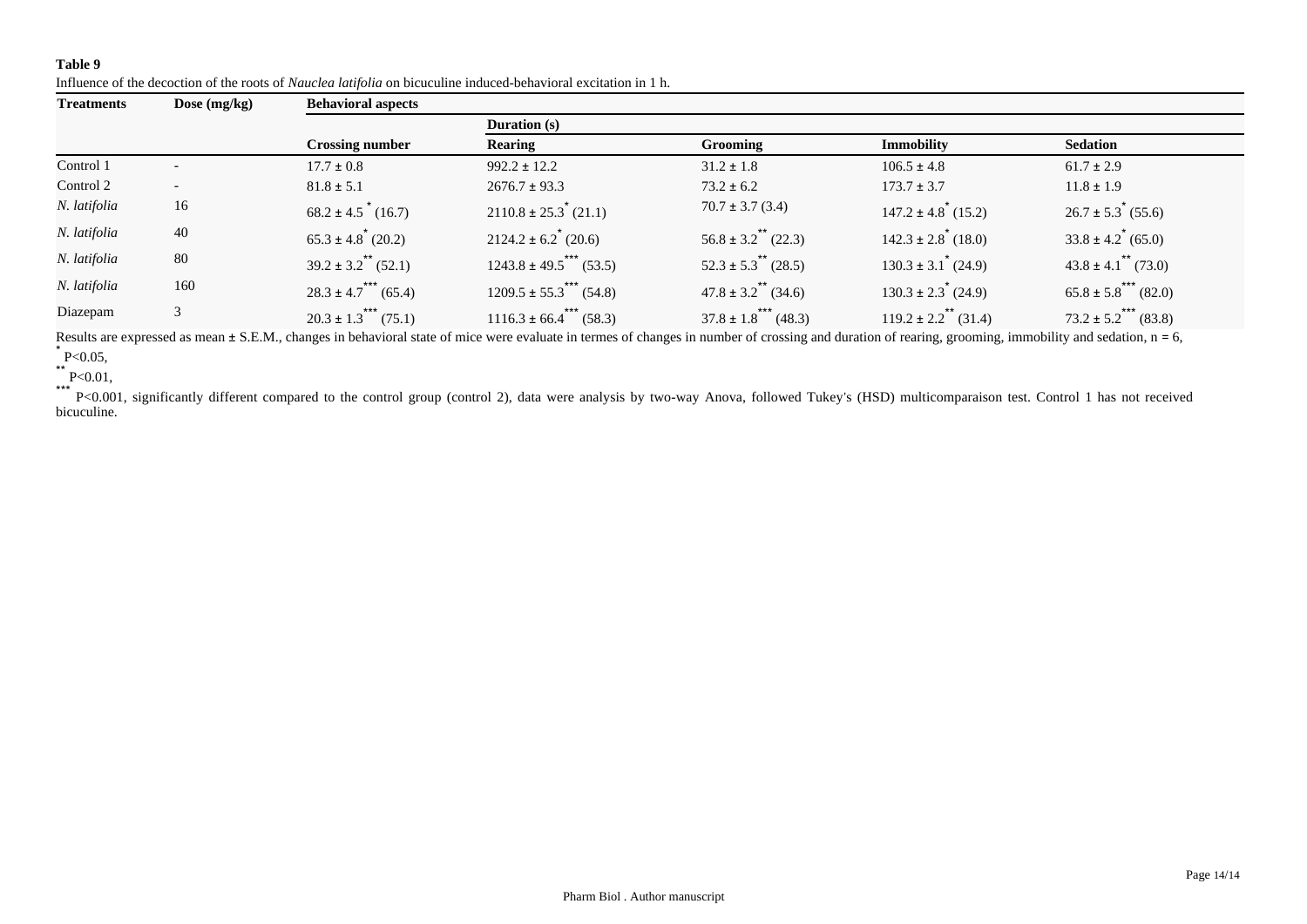**Table 9**

Influence of the decoction of the roots of *Nauclea latifolia* on bicuculine induced-behavioral excitation in 1 h.

| Treatments | Dose (mg/kg) | Behavioral aspects | | | | |
|---|---|---|---|---|---|---|
| | | | Duration (s) | | | |
| | | Crossing number | Rearing | Grooming | Immobility | Sedation |
| Control 1 | - | 17.7 ± 0.8 | 992.2 ± 12.2 | 31.2 ± 1.8 | 106.5 ± 4.8 | 61.7 ± 2.9 |
| Control 2 | - | 81.8 ± 5.1 | 2676.7 ± 93.3 | 73.2 ± 6.2 | 173.7 ± 3.7 | 11.8 ± 1.9 |
| *N. latifolia* | 16 | 68.2 ± 4.5 * (16.7) | 2110.8 ± 25.3* (21.1) | 70.7 ± 3.7 (3.4) | 147.2 ± 4.8* (15.2) | 26.7 ± 5.3* (55.6) |
| *N. latifolia* | 40 | 65.3 ± 4.8* (20.2) | 2124.2 ± 6.2* (20.6) | 56.8 ± 3.2** (22.3) | 142.3 ± 2.8* (18.0) | 33.8 ± 4.2* (65.0) |
| *N. latifolia* | 80 | 39.2 ± 3.2** (52.1) | 1243.8 ± 49.5*** (53.5) | 52.3 ± 5.3** (28.5) | 130.3 ± 3.1* (24.9) | 43.8 ± 4.1** (73.0) |
| *N. latifolia* | 160 | 28.3 ± 4.7*** (65.4) | 1209.5 ± 55.3*** (54.8) | 47.8 ± 3.2** (34.6) | 130.3 ± 2.3* (24.9) | 65.8 ± 5.8*** (82.0) |
| Diazepam | 3 | 20.3 ± 1.3*** (75.1) | 1116.3 ± 66.4*** (58.3) | 37.8 ± 1.8*** (48.3) | 119.2 ± 2.2** (31.4) | 73.2 ± 5.2*** (83.8) |

Results are expressed as mean ± S.E.M., changes in behavioral state of mice were evaluate in termes of changes in number of crossing and duration of rearing, grooming, immobility and sedation, n = 6,

\* P<0.05,

** P<0.01,

*** P<0.001, significantly different compared to the control group (control 2), data were analysis by two-way Anova, followed Tukey's (HSD) multicomparaison test. Control 1 has not received bicuculine.